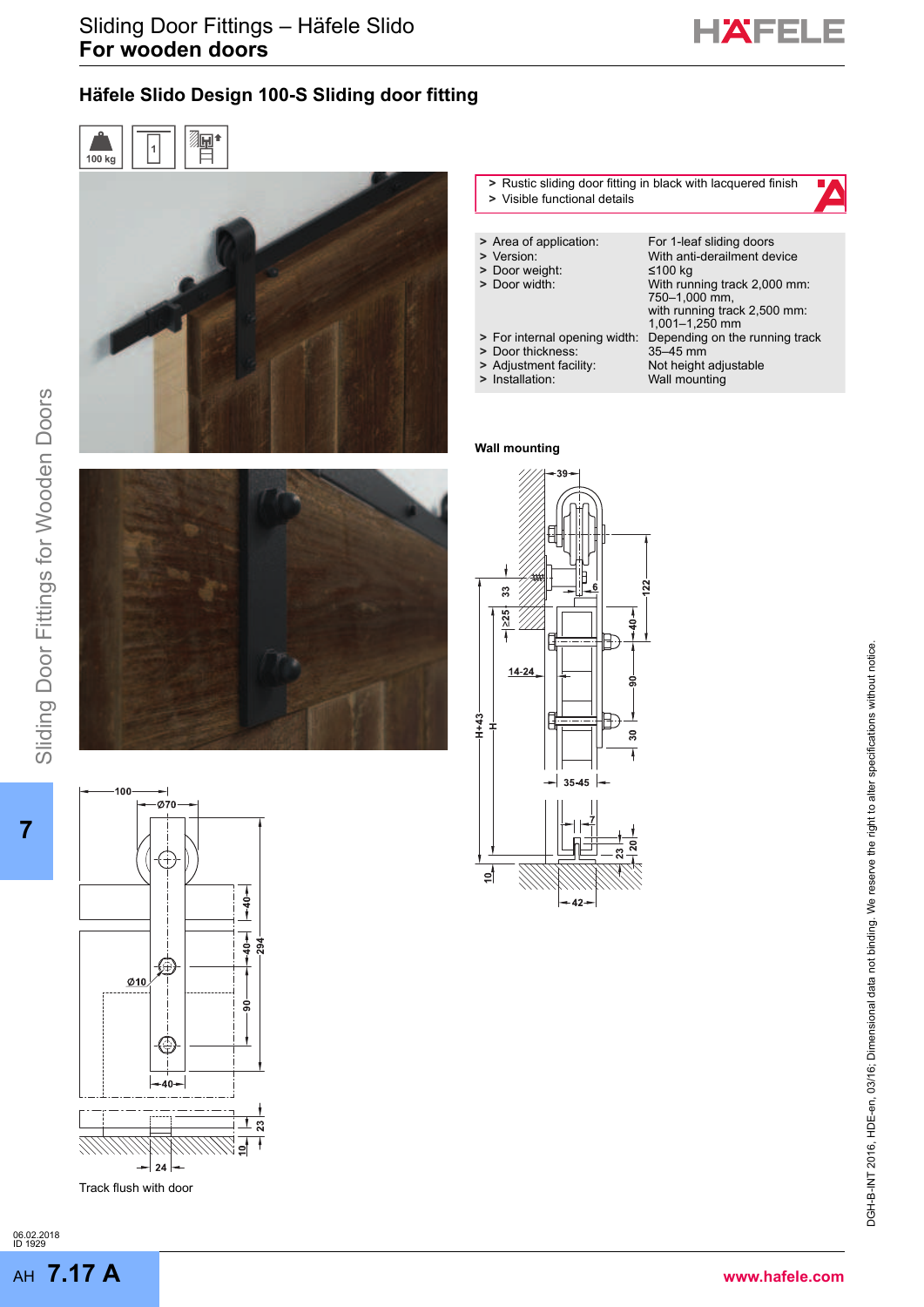# Sliding Door Fittings – Häfele Slido
## For wooden doors

### Häfele Slido Design 100-S Sliding door fitting

100 kg

- Rustic sliding door fitting in black with lacquered finish
- Visible functional details

| | |
|---|---|
| > Area of application: | For 1-leaf sliding doors |
| > Version: | With anti-derailment device |
| > Door weight: | ≤100 kg |
| > Door width: | With running track 2,000 mm: 750–1,000 mm, with running track 2,500 mm: 1,001–1,250 mm |
| > For internal opening width: | Depending on the running track |
| > Door thickness: | 35–45 mm |
| > Adjustment facility: | Not height adjustable |
| > Installation: | Wall mounting |

**Wall mounting**

Track flush with door

06.02.2018
ID 1929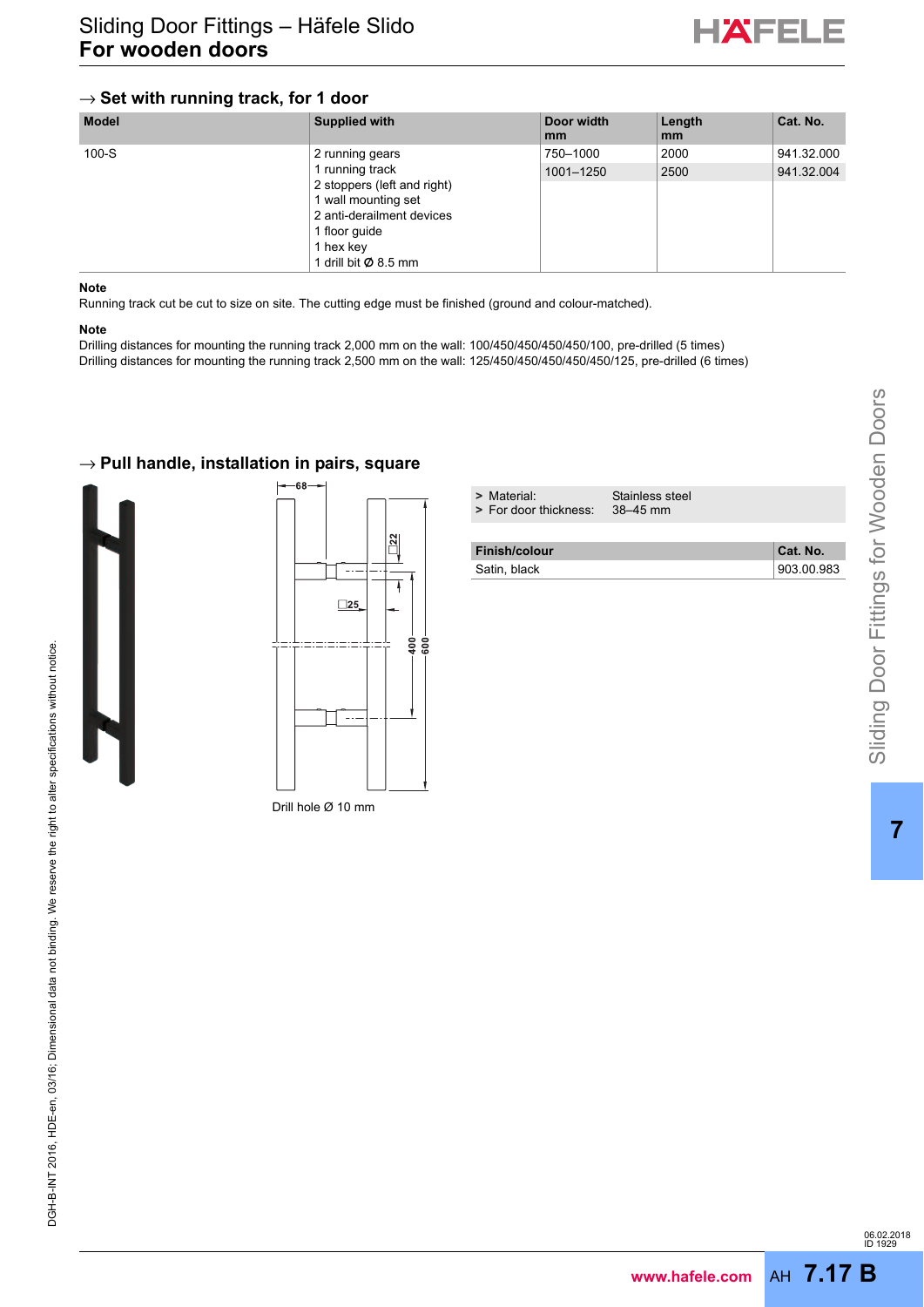# Sliding Door Fittings – Häfele Slido
## For wooden doors

### → Set with running track, for 1 door

| Model | Supplied with | Door width mm | Length mm | Cat. No. |
|---|---|---|---|---|
| 100-S | 2 running gears<br>1 running track<br>2 stoppers (left and right)<br>1 wall mounting set<br>2 anti-derailment devices<br>1 floor guide<br>1 hex key<br>1 drill bit Ø 8.5 mm | 750–1000 | 2000 | 941.32.000 |
| | | 1001–1250 | 2500 | 941.32.004 |

**Note**

Running track cut be cut to size on site. The cutting edge must be finished (ground and colour-matched).

**Note**

Drilling distances for mounting the running track 2,000 mm on the wall: 100/450/450/450/450/100, pre-drilled (5 times)
Drilling distances for mounting the running track 2,500 mm on the wall: 125/450/450/450/450/450/125, pre-drilled (6 times)

### → Pull handle, installation in pairs, square

68
□22
□25
400
600

Drill hole Ø 10 mm

> Material: Stainless steel
> For door thickness: 38–45 mm

| Finish/colour | Cat. No. |
|---|---|
| Satin, black | 903.00.983 |